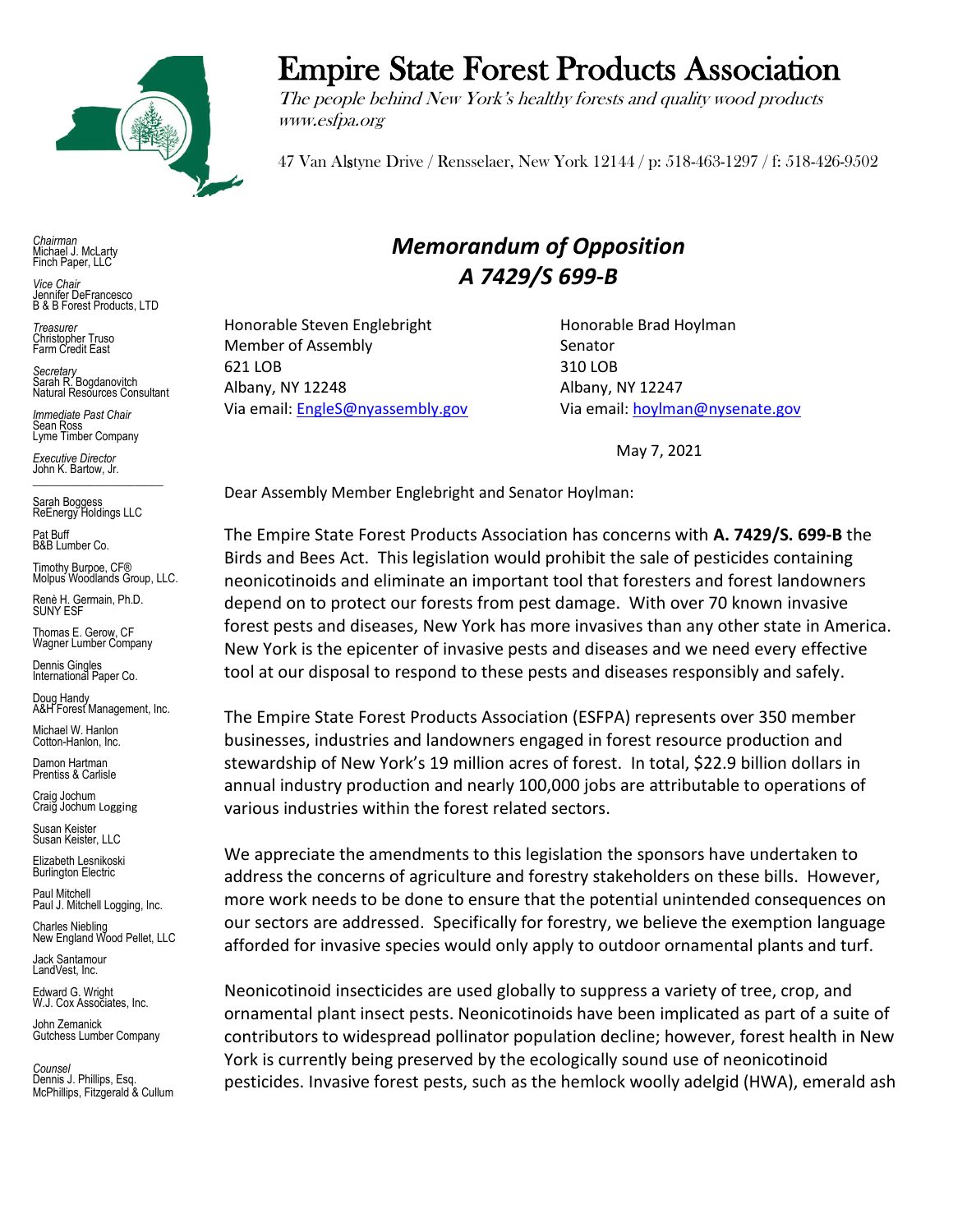# Empire State Forest Products Association

*The people behind New York's healthy forests and quality wood products*
*www.esfpa.org*

47 Van Alstyne Drive / Rensselaer, New York 12144 / p: 518-463-1297 / f: 518-426-9502

*Chairman*
Michael J. McLarty
Finch Paper, LLC

*Vice Chair*
Jennifer DeFrancesco
B & B Forest Products, LTD

*Treasurer*
Christopher Truso
Farm Credit East

*Secretary*
Sarah R. Bogdanovitch
Natural Resources Consultant

*Immediate Past Chair*
Sean Ross
Lyme Timber Company

*Executive Director*
John K. Bartow, Jr.

Sarah Boggess
ReEnergy Holdings LLC

Pat Buff
B&B Lumber Co.

Timothy Burpoe, CF®
Molpus Woodlands Group, LLC.

Renè H. Germain, Ph.D.
SUNY ESF

Thomas E. Gerow, CF
Wagner Lumber Company

Dennis Gingles
International Paper Co.

Doug Handy
A&H Forest Management, Inc.

Michael W. Hanlon
Cotton-Hanlon, Inc.

Damon Hartman
Prentiss & Carlisle

Craig Jochum
Craig Jochum Logging

Susan Keister
Susan Keister, LLC

Elizabeth Lesnikoski
Burlington Electric

Paul Mitchell
Paul J. Mitchell Logging, Inc.

Charles Niebling
New England Wood Pellet, LLC

Jack Santamour
LandVest, Inc.

Edward G. Wright
W.J. Cox Associates, Inc.

John Zemanick
Gutchess Lumber Company

*Counsel*
Dennis J. Phillips, Esq.
McPhillips, Fitzgerald & Cullum

## *Memorandum of Opposition*
## *A 7429/S 699-B*

Honorable Steven Englebright
Member of Assembly
621 LOB
Albany, NY 12248
Via email: EngleS@nyassembly.gov

Honorable Brad Hoylman
Senator
310 LOB
Albany, NY 12247
Via email: hoylman@nysenate.gov

May 7, 2021

Dear Assembly Member Englebright and Senator Hoylman:

The Empire State Forest Products Association has concerns with **A. 7429/S. 699-B** the Birds and Bees Act. This legislation would prohibit the sale of pesticides containing neonicotinoids and eliminate an important tool that foresters and forest landowners depend on to protect our forests from pest damage. With over 70 known invasive forest pests and diseases, New York has more invasives than any other state in America. New York is the epicenter of invasive pests and diseases and we need every effective tool at our disposal to respond to these pests and diseases responsibly and safely.

The Empire State Forest Products Association (ESFPA) represents over 350 member businesses, industries and landowners engaged in forest resource production and stewardship of New York's 19 million acres of forest. In total, $22.9 billion dollars in annual industry production and nearly 100,000 jobs are attributable to operations of various industries within the forest related sectors.

We appreciate the amendments to this legislation the sponsors have undertaken to address the concerns of agriculture and forestry stakeholders on these bills. However, more work needs to be done to ensure that the potential unintended consequences on our sectors are addressed. Specifically for forestry, we believe the exemption language afforded for invasive species would only apply to outdoor ornamental plants and turf.

Neonicotinoid insecticides are used globally to suppress a variety of tree, crop, and ornamental plant insect pests. Neonicotinoids have been implicated as part of a suite of contributors to widespread pollinator population decline; however, forest health in New York is currently being preserved by the ecologically sound use of neonicotinoid pesticides. Invasive forest pests, such as the hemlock woolly adelgid (HWA), emerald ash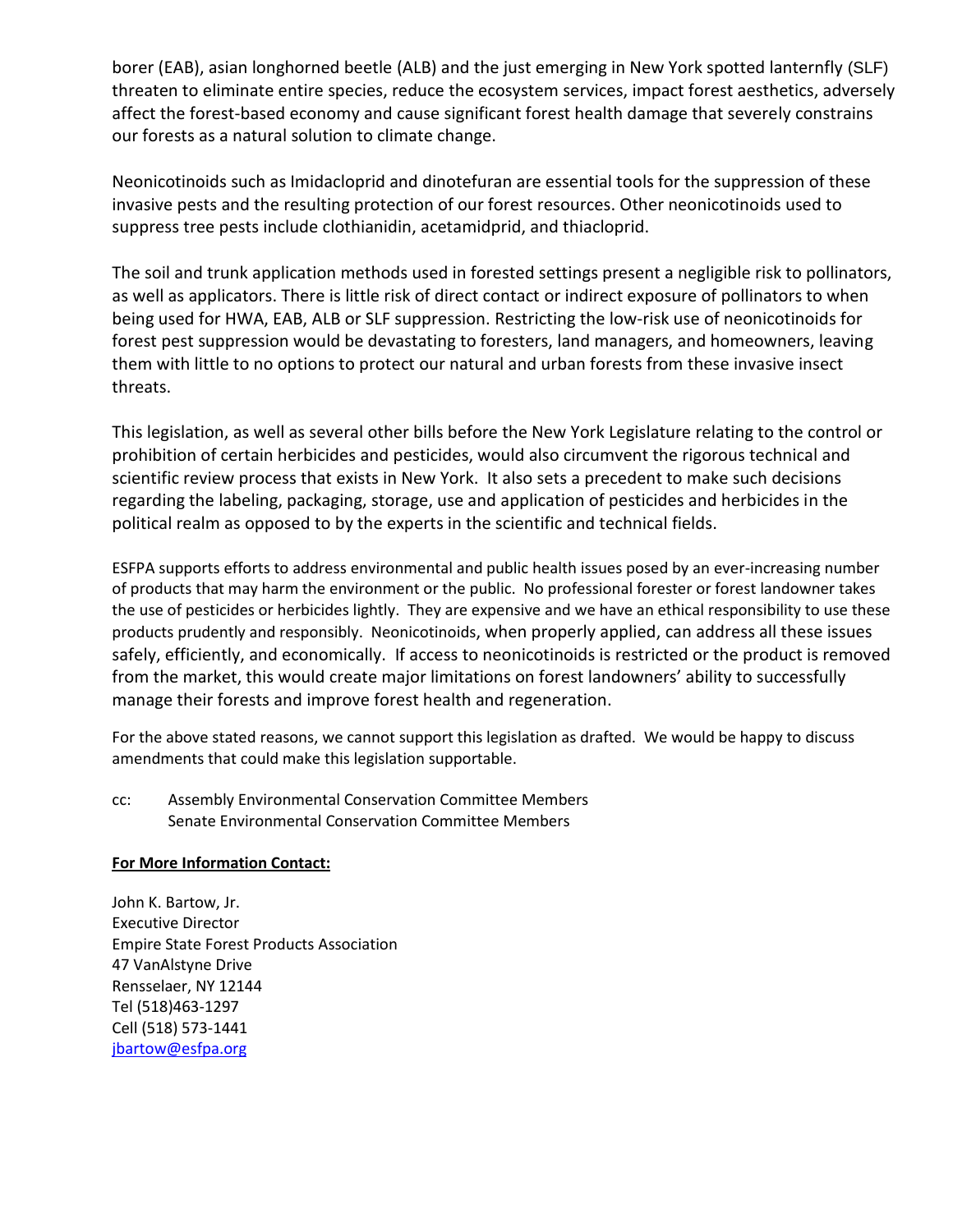borer (EAB), asian longhorned beetle (ALB) and the just emerging in New York spotted lanternfly (SLF) threaten to eliminate entire species, reduce the ecosystem services, impact forest aesthetics, adversely affect the forest-based economy and cause significant forest health damage that severely constrains our forests as a natural solution to climate change.

Neonicotinoids such as Imidacloprid and dinotefuran are essential tools for the suppression of these invasive pests and the resulting protection of our forest resources. Other neonicotinoids used to suppress tree pests include clothianidin, acetamidprid, and thiacloprid.

The soil and trunk application methods used in forested settings present a negligible risk to pollinators, as well as applicators. There is little risk of direct contact or indirect exposure of pollinators to when being used for HWA, EAB, ALB or SLF suppression. Restricting the low-risk use of neonicotinoids for forest pest suppression would be devastating to foresters, land managers, and homeowners, leaving them with little to no options to protect our natural and urban forests from these invasive insect threats.

This legislation, as well as several other bills before the New York Legislature relating to the control or prohibition of certain herbicides and pesticides, would also circumvent the rigorous technical and scientific review process that exists in New York. It also sets a precedent to make such decisions regarding the labeling, packaging, storage, use and application of pesticides and herbicides in the political realm as opposed to by the experts in the scientific and technical fields.

ESFPA supports efforts to address environmental and public health issues posed by an ever-increasing number of products that may harm the environment or the public. No professional forester or forest landowner takes the use of pesticides or herbicides lightly. They are expensive and we have an ethical responsibility to use these products prudently and responsibly. Neonicotinoids, when properly applied, can address all these issues safely, efficiently, and economically. If access to neonicotinoids is restricted or the product is removed from the market, this would create major limitations on forest landowners' ability to successfully manage their forests and improve forest health and regeneration.

For the above stated reasons, we cannot support this legislation as drafted. We would be happy to discuss amendments that could make this legislation supportable.

cc: Assembly Environmental Conservation Committee Members
Senate Environmental Conservation Committee Members

**For More Information Contact:**

John K. Bartow, Jr.
Executive Director
Empire State Forest Products Association
47 VanAlstyne Drive
Rensselaer, NY 12144
Tel (518)463-1297
Cell (518) 573-1441
jbartow@esfpa.org